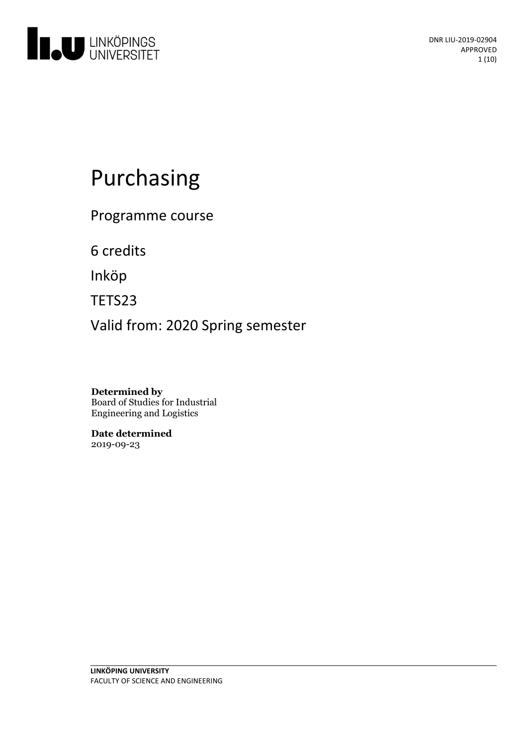DNR LIU-2019-02904
APPROVED

# Purchasing

Programme course

6 credits

Inköp

TETS23

Valid from: 2020 Spring semester

**Determined by**
Board of Studies for Industrial Engineering and Logistics

**Date determined**
2019-09-23

**LINKÖPING UNIVERSITY**
FACULTY OF SCIENCE AND ENGINEERING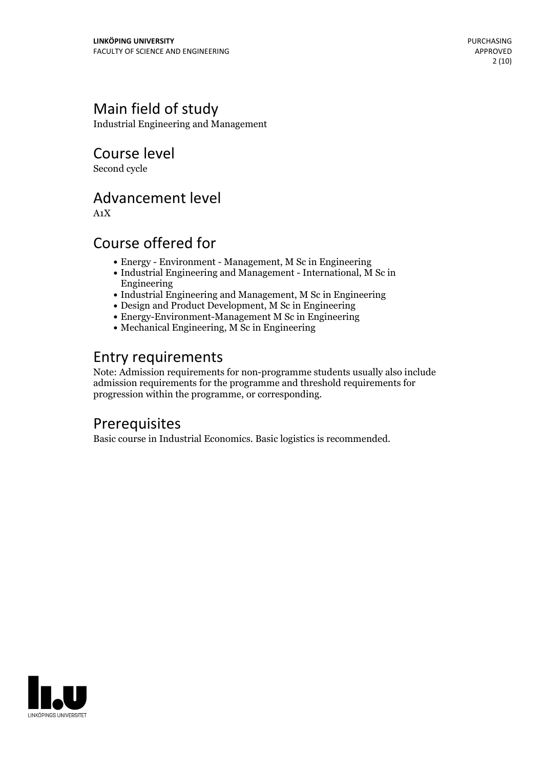## Main field of study

Industrial Engineering and Management

## Course level

Second cycle

## Advancement level

A1X

## Course offered for

- Energy - Environment - Management, M Sc in Engineering
- Industrial Engineering and Management - International, M Sc in Engineering
- Industrial Engineering and Management, M Sc in Engineering
- Design and Product Development, M Sc in Engineering
- Energy-Environment-Management M Sc in Engineering
- Mechanical Engineering, M Sc in Engineering

## Entry requirements

Note: Admission requirements for non-programme students usually also include admission requirements for the programme and threshold requirements for progression within the programme, or corresponding.

## Prerequisites

Basic course in Industrial Economics. Basic logistics is recommended.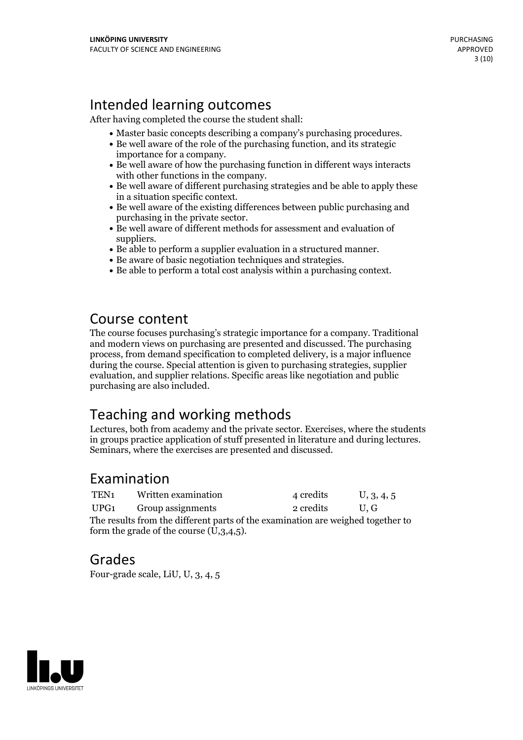# Intended learning outcomes

After having completed the course the student shall:

- Master basic concepts describing a company's purchasing procedures.
- Be well aware of the role of the purchasing function, and its strategic importance for a company.
- Be well aware of how the purchasing function in different ways interacts with other functions in the company.
- Be well aware of different purchasing strategies and be able to apply these in a situation specific context.
- Be well aware of the existing differences between public purchasing and purchasing in the private sector.
- Be well aware of different methods for assessment and evaluation of suppliers.
- Be able to perform a supplier evaluation in a structured manner.
- Be aware of basic negotiation techniques and strategies.
- Be able to perform a total cost analysis within a purchasing context.

# Course content

The course focuses purchasing's strategic importance for a company. Traditional and modern views on purchasing are presented and discussed. The purchasing process, from demand specification to completed delivery, is a major influence during the course. Special attention is given to purchasing strategies, supplier evaluation, and supplier relations. Specific areas like negotiation and public purchasing are also included.

# Teaching and working methods

Lectures, both from academy and the private sector. Exercises, where the students in groups practice application of stuff presented in literature and during lectures. Seminars, where the exercises are presented and discussed.

# Examination

| | | | |
|---|---|---|---|
| TEN1 | Written examination | 4 credits | U, 3, 4, 5 |
| UPG1 | Group assignments | 2 credits | U, G |

The results from the different parts of the examination are weighed together to form the grade of the course (U,3,4,5).

# Grades

Four-grade scale, LiU, U, 3, 4, 5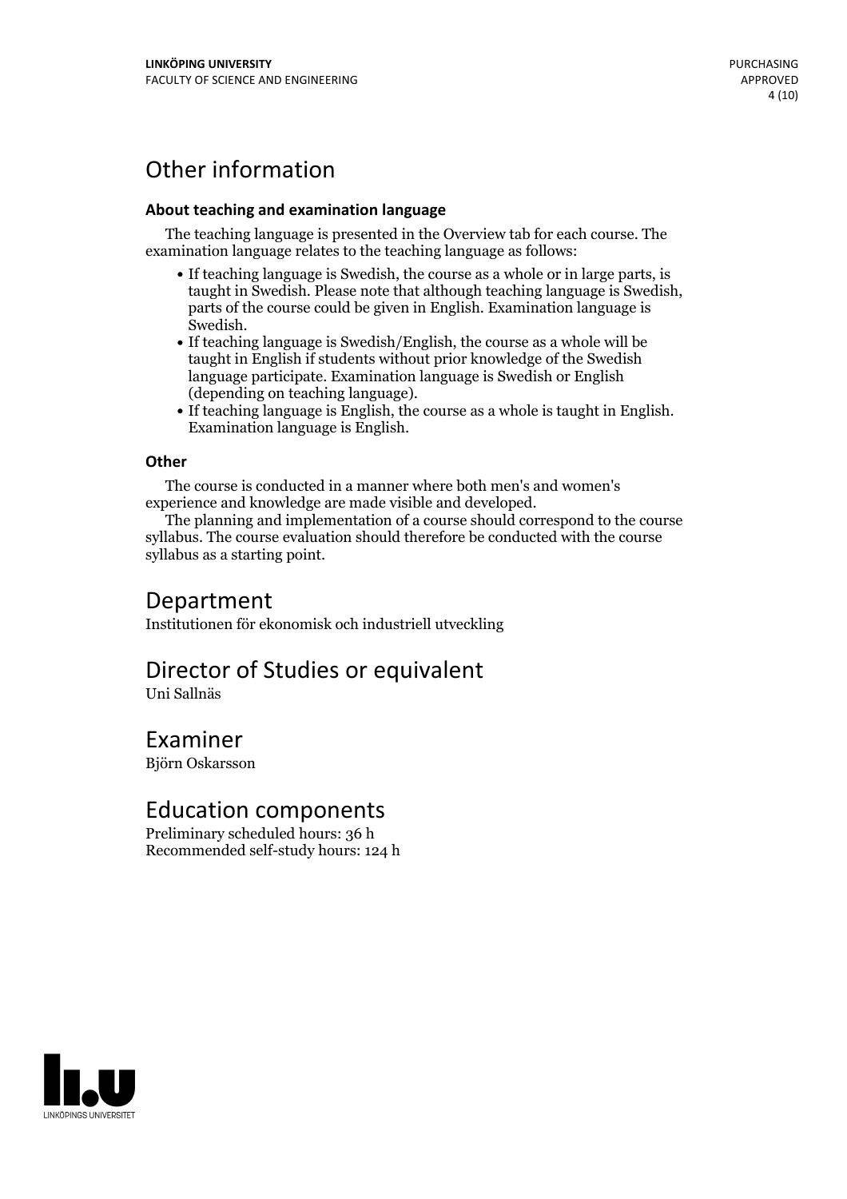# Other information

### About teaching and examination language

The teaching language is presented in the Overview tab for each course. The examination language relates to the teaching language as follows:

- If teaching language is Swedish, the course as a whole or in large parts, is taught in Swedish. Please note that although teaching language is Swedish, parts of the course could be given in English. Examination language is Swedish.
- If teaching language is Swedish/English, the course as a whole will be taught in English if students without prior knowledge of the Swedish language participate. Examination language is Swedish or English (depending on teaching language).
- If teaching language is English, the course as a whole is taught in English. Examination language is English.

### Other

The course is conducted in a manner where both men's and women's experience and knowledge are made visible and developed.

The planning and implementation of a course should correspond to the course syllabus. The course evaluation should therefore be conducted with the course syllabus as a starting point.

# Department

Institutionen för ekonomisk och industriell utveckling

# Director of Studies or equivalent

Uni Sallnäs

# Examiner

Björn Oskarsson

# Education components

Preliminary scheduled hours: 36 h
Recommended self-study hours: 124 h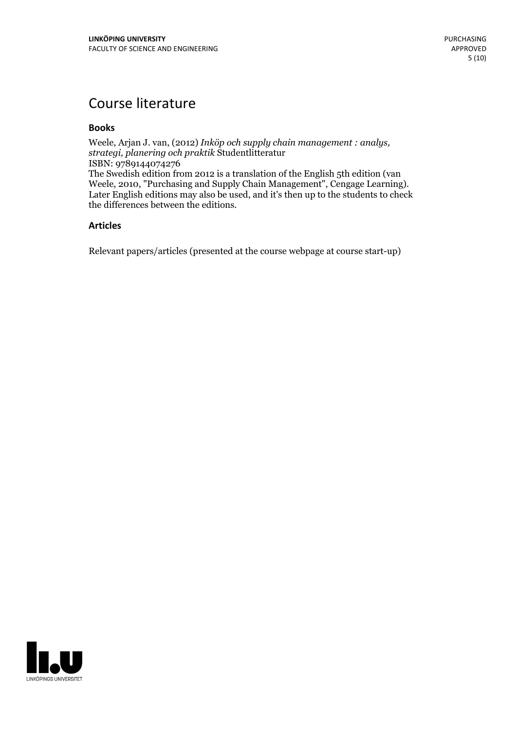# Course literature

### Books

Weele, Arjan J. van, (2012) *Inköp och supply chain management : analys, strategi, planering och praktik* Studentlitteratur
ISBN: 9789144074276
The Swedish edition from 2012 is a translation of the English 5th edition (van Weele, 2010, "Purchasing and Supply Chain Management", Cengage Learning). Later English editions may also be used, and it's then up to the students to check the differences between the editions.

### Articles

Relevant papers/articles (presented at the course webpage at course start-up)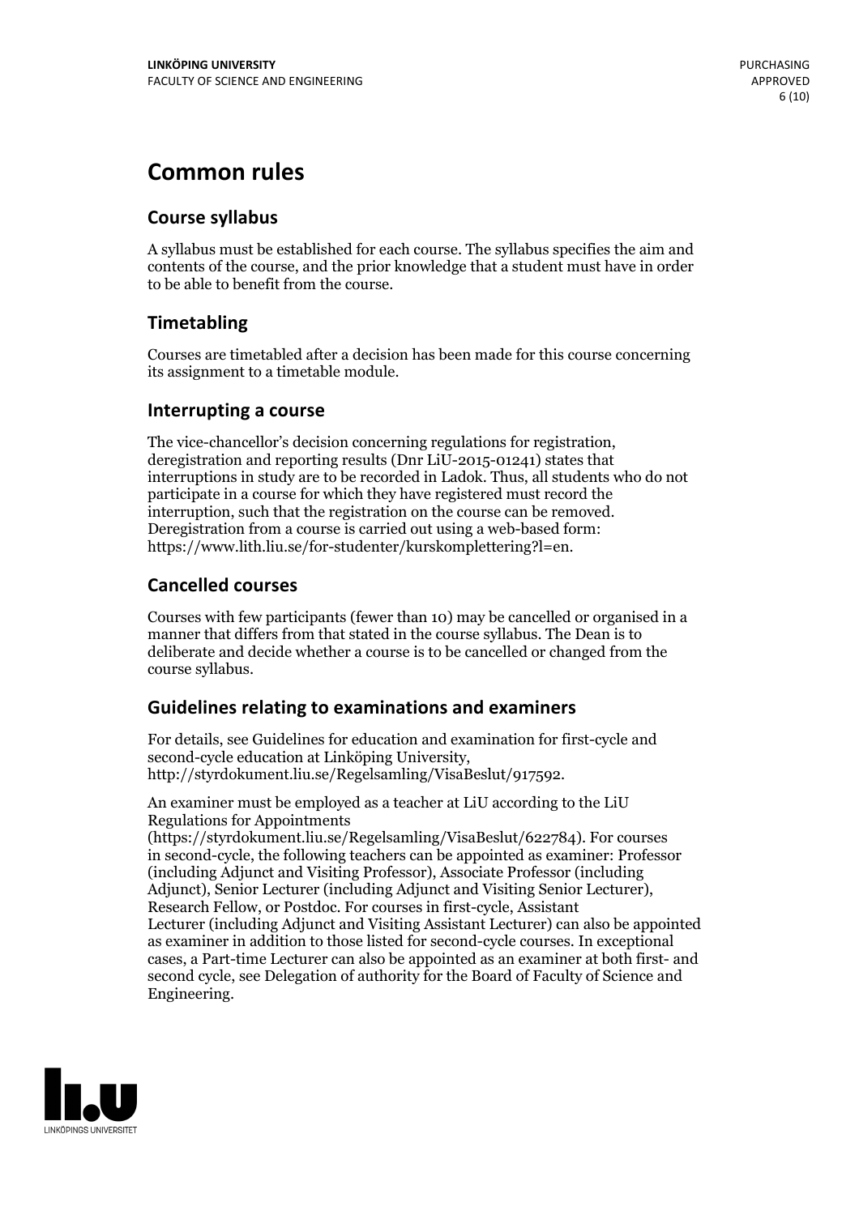# Common rules

## Course syllabus

A syllabus must be established for each course. The syllabus specifies the aim and contents of the course, and the prior knowledge that a student must have in order to be able to benefit from the course.

## Timetabling

Courses are timetabled after a decision has been made for this course concerning its assignment to a timetable module.

## Interrupting a course

The vice-chancellor's decision concerning regulations for registration, deregistration and reporting results (Dnr LiU-2015-01241) states that interruptions in study are to be recorded in Ladok. Thus, all students who do not participate in a course for which they have registered must record the interruption, such that the registration on the course can be removed. Deregistration from a course is carried out using a web-based form: https://www.lith.liu.se/for-studenter/kurskomplettering?l=en.

## Cancelled courses

Courses with few participants (fewer than 10) may be cancelled or organised in a manner that differs from that stated in the course syllabus. The Dean is to deliberate and decide whether a course is to be cancelled or changed from the course syllabus.

## Guidelines relating to examinations and examiners

For details, see Guidelines for education and examination for first-cycle and second-cycle education at Linköping University, http://styrdokument.liu.se/Regelsamling/VisaBeslut/917592.

An examiner must be employed as a teacher at LiU according to the LiU Regulations for Appointments (https://styrdokument.liu.se/Regelsamling/VisaBeslut/622784). For courses in second-cycle, the following teachers can be appointed as examiner: Professor (including Adjunct and Visiting Professor), Associate Professor (including Adjunct), Senior Lecturer (including Adjunct and Visiting Senior Lecturer), Research Fellow, or Postdoc. For courses in first-cycle, Assistant Lecturer (including Adjunct and Visiting Assistant Lecturer) can also be appointed as examiner in addition to those listed for second-cycle courses. In exceptional cases, a Part-time Lecturer can also be appointed as an examiner at both first- and second cycle, see Delegation of authority for the Board of Faculty of Science and Engineering.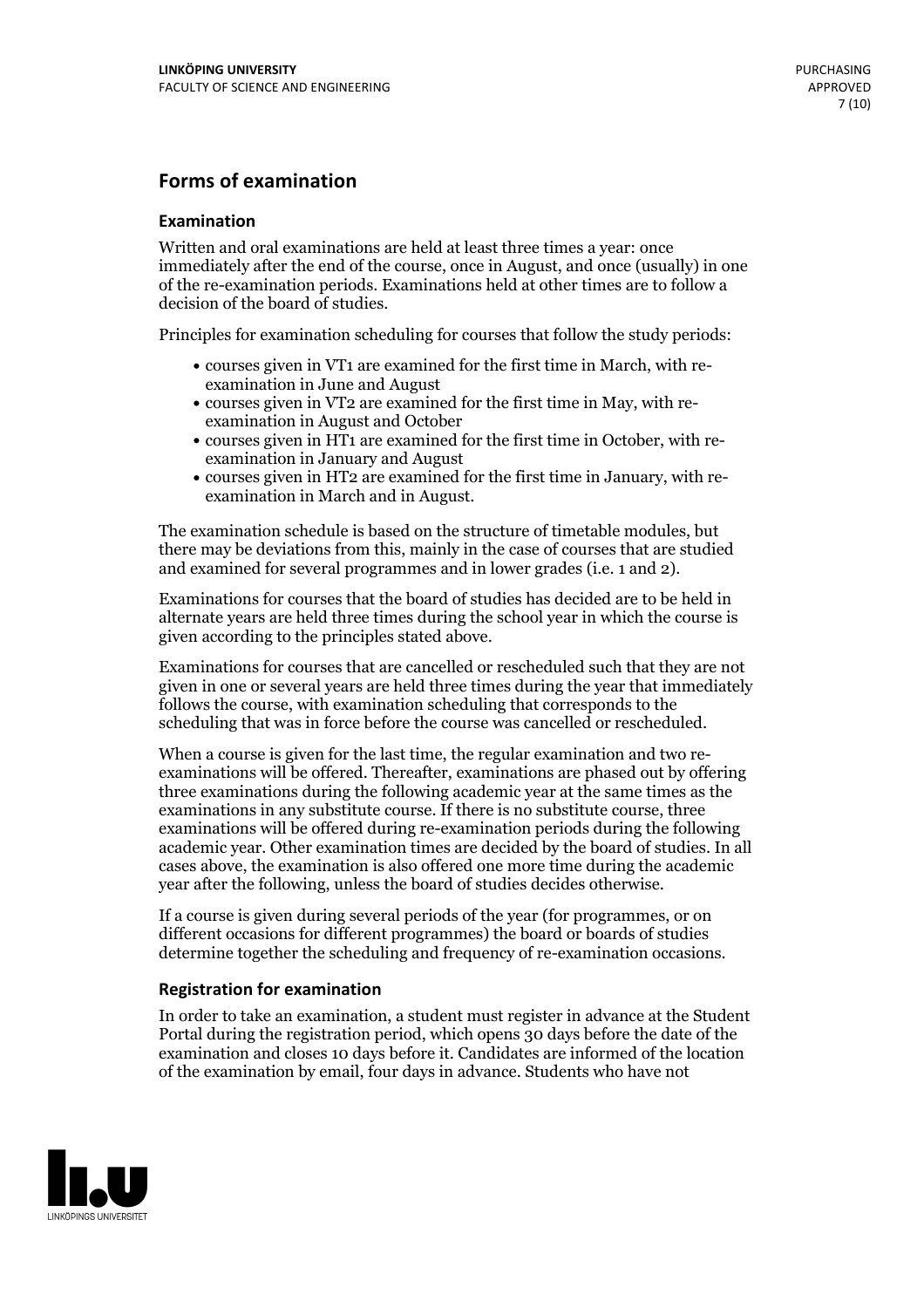## Forms of examination

### Examination

Written and oral examinations are held at least three times a year: once immediately after the end of the course, once in August, and once (usually) in one of the re-examination periods. Examinations held at other times are to follow a decision of the board of studies.

Principles for examination scheduling for courses that follow the study periods:

- courses given in VT1 are examined for the first time in March, with re-examination in June and August
- courses given in VT2 are examined for the first time in May, with re-examination in August and October
- courses given in HT1 are examined for the first time in October, with re-examination in January and August
- courses given in HT2 are examined for the first time in January, with re-examination in March and in August.

The examination schedule is based on the structure of timetable modules, but there may be deviations from this, mainly in the case of courses that are studied and examined for several programmes and in lower grades (i.e. 1 and 2).

Examinations for courses that the board of studies has decided are to be held in alternate years are held three times during the school year in which the course is given according to the principles stated above.

Examinations for courses that are cancelled or rescheduled such that they are not given in one or several years are held three times during the year that immediately follows the course, with examination scheduling that corresponds to the scheduling that was in force before the course was cancelled or rescheduled.

When a course is given for the last time, the regular examination and two re-examinations will be offered. Thereafter, examinations are phased out by offering three examinations during the following academic year at the same times as the examinations in any substitute course. If there is no substitute course, three examinations will be offered during re-examination periods during the following academic year. Other examination times are decided by the board of studies. In all cases above, the examination is also offered one more time during the academic year after the following, unless the board of studies decides otherwise.

If a course is given during several periods of the year (for programmes, or on different occasions for different programmes) the board or boards of studies determine together the scheduling and frequency of re-examination occasions.

### Registration for examination

In order to take an examination, a student must register in advance at the Student Portal during the registration period, which opens 30 days before the date of the examination and closes 10 days before it. Candidates are informed of the location of the examination by email, four days in advance. Students who have not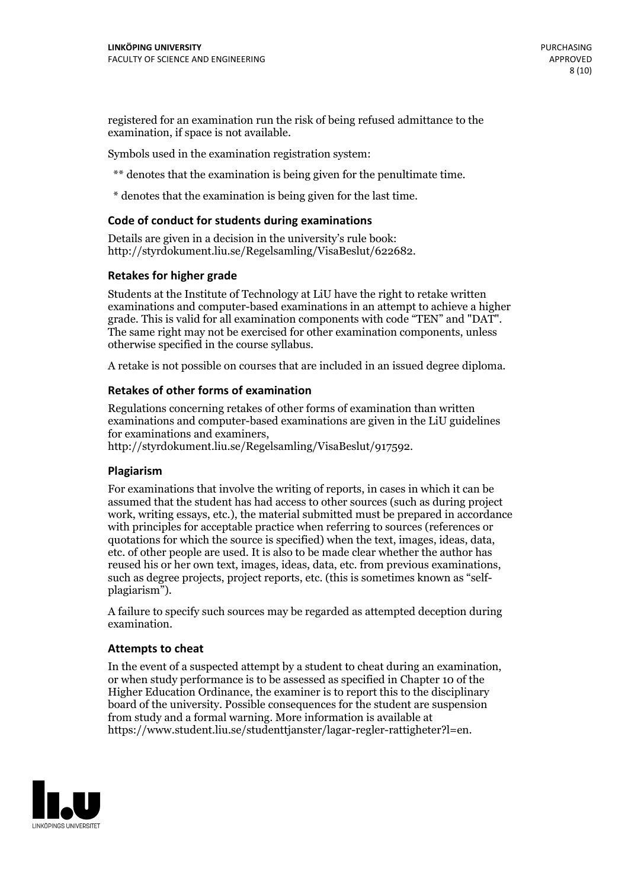registered for an examination run the risk of being refused admittance to the examination, if space is not available.

Symbols used in the examination registration system:

** denotes that the examination is being given for the penultimate time.

* denotes that the examination is being given for the last time.

### Code of conduct for students during examinations

Details are given in a decision in the university's rule book: http://styrdokument.liu.se/Regelsamling/VisaBeslut/622682.

### Retakes for higher grade

Students at the Institute of Technology at LiU have the right to retake written examinations and computer-based examinations in an attempt to achieve a higher grade. This is valid for all examination components with code "TEN" and "DAT". The same right may not be exercised for other examination components, unless otherwise specified in the course syllabus.

A retake is not possible on courses that are included in an issued degree diploma.

### Retakes of other forms of examination

Regulations concerning retakes of other forms of examination than written examinations and computer-based examinations are given in the LiU guidelines for examinations and examiners, http://styrdokument.liu.se/Regelsamling/VisaBeslut/917592.

### Plagiarism

For examinations that involve the writing of reports, in cases in which it can be assumed that the student has had access to other sources (such as during project work, writing essays, etc.), the material submitted must be prepared in accordance with principles for acceptable practice when referring to sources (references or quotations for which the source is specified) when the text, images, ideas, data, etc. of other people are used. It is also to be made clear whether the author has reused his or her own text, images, ideas, data, etc. from previous examinations, such as degree projects, project reports, etc. (this is sometimes known as "self-plagiarism").

A failure to specify such sources may be regarded as attempted deception during examination.

### Attempts to cheat

In the event of a suspected attempt by a student to cheat during an examination, or when study performance is to be assessed as specified in Chapter 10 of the Higher Education Ordinance, the examiner is to report this to the disciplinary board of the university. Possible consequences for the student are suspension from study and a formal warning. More information is available at https://www.student.liu.se/studenttjanster/lagar-regler-rattigheter?l=en.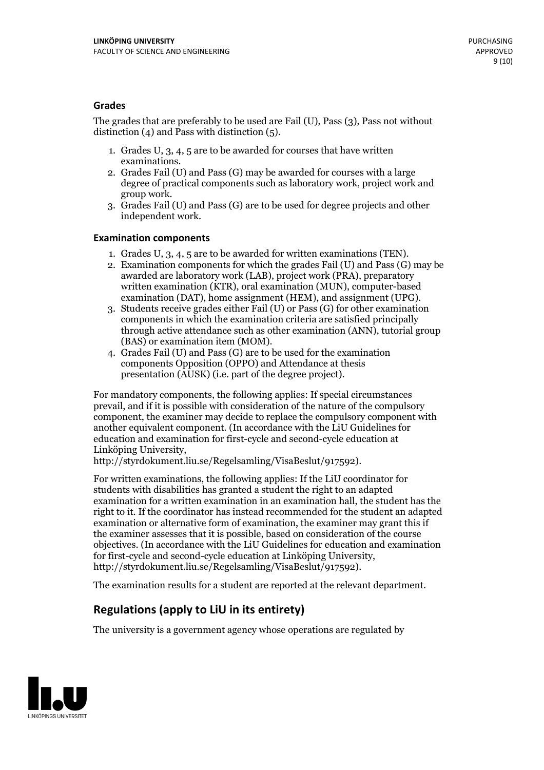### Grades

The grades that are preferably to be used are Fail (U), Pass (3), Pass not without distinction (4) and Pass with distinction (5).

1. Grades U, 3, 4, 5 are to be awarded for courses that have written examinations.
2. Grades Fail (U) and Pass (G) may be awarded for courses with a large degree of practical components such as laboratory work, project work and group work.
3. Grades Fail (U) and Pass (G) are to be used for degree projects and other independent work.

### Examination components

1. Grades U, 3, 4, 5 are to be awarded for written examinations (TEN).
2. Examination components for which the grades Fail (U) and Pass (G) may be awarded are laboratory work (LAB), project work (PRA), preparatory written examination (KTR), oral examination (MUN), computer-based examination (DAT), home assignment (HEM), and assignment (UPG).
3. Students receive grades either Fail (U) or Pass (G) for other examination components in which the examination criteria are satisfied principally through active attendance such as other examination (ANN), tutorial group (BAS) or examination item (MOM).
4. Grades Fail (U) and Pass (G) are to be used for the examination components Opposition (OPPO) and Attendance at thesis presentation (AUSK) (i.e. part of the degree project).

For mandatory components, the following applies: If special circumstances prevail, and if it is possible with consideration of the nature of the compulsory component, the examiner may decide to replace the compulsory component with another equivalent component. (In accordance with the LiU Guidelines for education and examination for first-cycle and second-cycle education at Linköping University, http://styrdokument.liu.se/Regelsamling/VisaBeslut/917592).

For written examinations, the following applies: If the LiU coordinator for students with disabilities has granted a student the right to an adapted examination for a written examination in an examination hall, the student has the right to it. If the coordinator has instead recommended for the student an adapted examination or alternative form of examination, the examiner may grant this if the examiner assesses that it is possible, based on consideration of the course objectives. (In accordance with the LiU Guidelines for education and examination for first-cycle and second-cycle education at Linköping University, http://styrdokument.liu.se/Regelsamling/VisaBeslut/917592).

The examination results for a student are reported at the relevant department.

## Regulations (apply to LiU in its entirety)

The university is a government agency whose operations are regulated by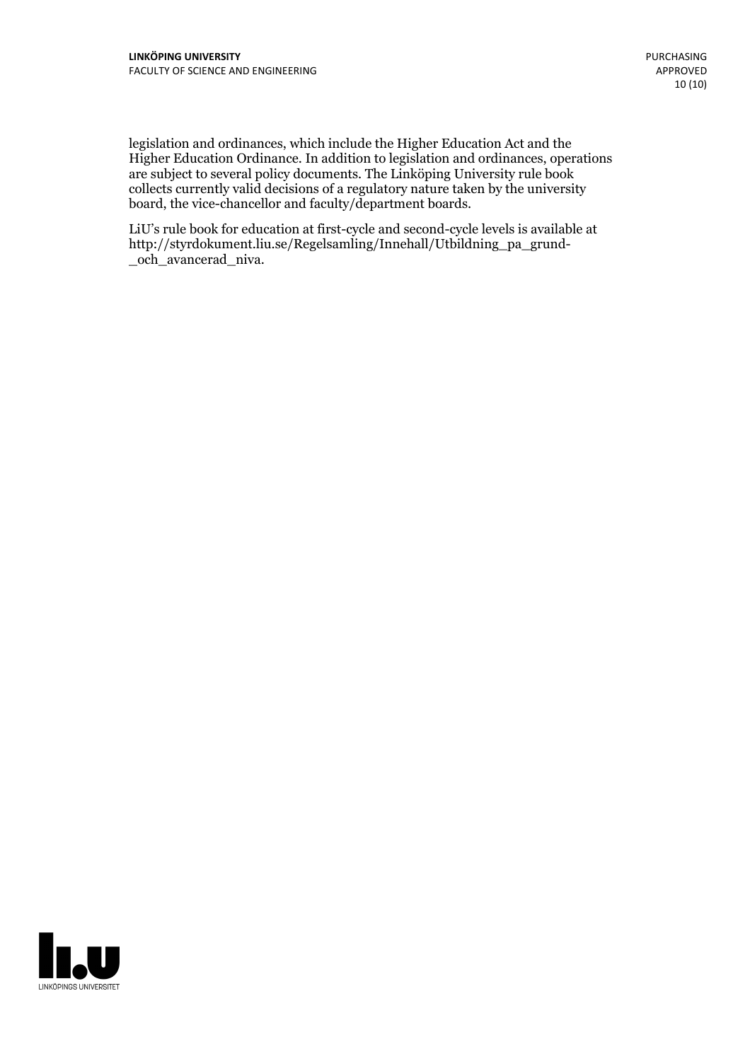legislation and ordinances, which include the Higher Education Act and the Higher Education Ordinance. In addition to legislation and ordinances, operations are subject to several policy documents. The Linköping University rule book collects currently valid decisions of a regulatory nature taken by the university board, the vice-chancellor and faculty/department boards.

LiU's rule book for education at first-cycle and second-cycle levels is available at http://styrdokument.liu.se/Regelsamling/Innehall/Utbildning_pa_grund-_och_avancerad_niva.